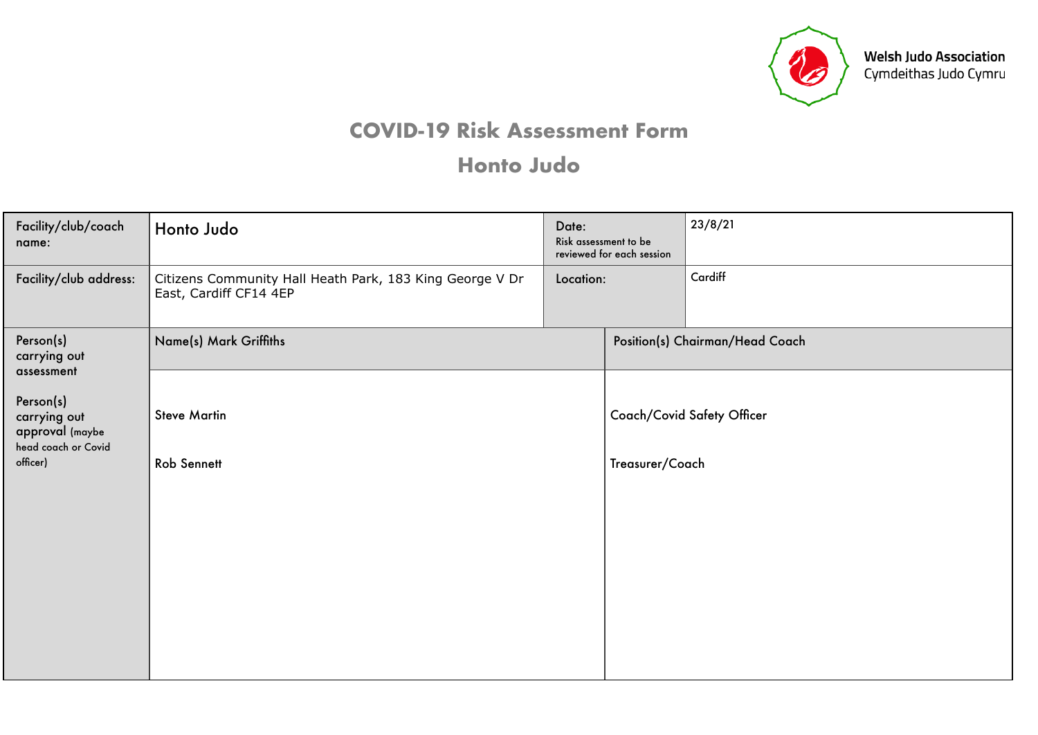Welsh Judo Association
Cymdeithas Judo Cymru

# COVID-19 Risk Assessment Form

## Honto Judo

| Facility/club/coach name: | Honto Judo | Date: Risk assessment to be reviewed for each session | 23/8/21 |
|---|---|---|---|
| Facility/club address: | Citizens Community Hall Heath Park, 183 King George V Dr East, Cardiff CF14 4EP | Location: | Cardiff |
| Person(s) carrying out assessment | Name(s) Mark Griffiths | Position(s) Chairman/Head Coach | |
| Person(s) carrying out approval (maybe head coach or Covid officer) | Steve Martin<br><br>Rob Sennett | Coach/Covid Safety Officer<br><br>Treasurer/Coach | |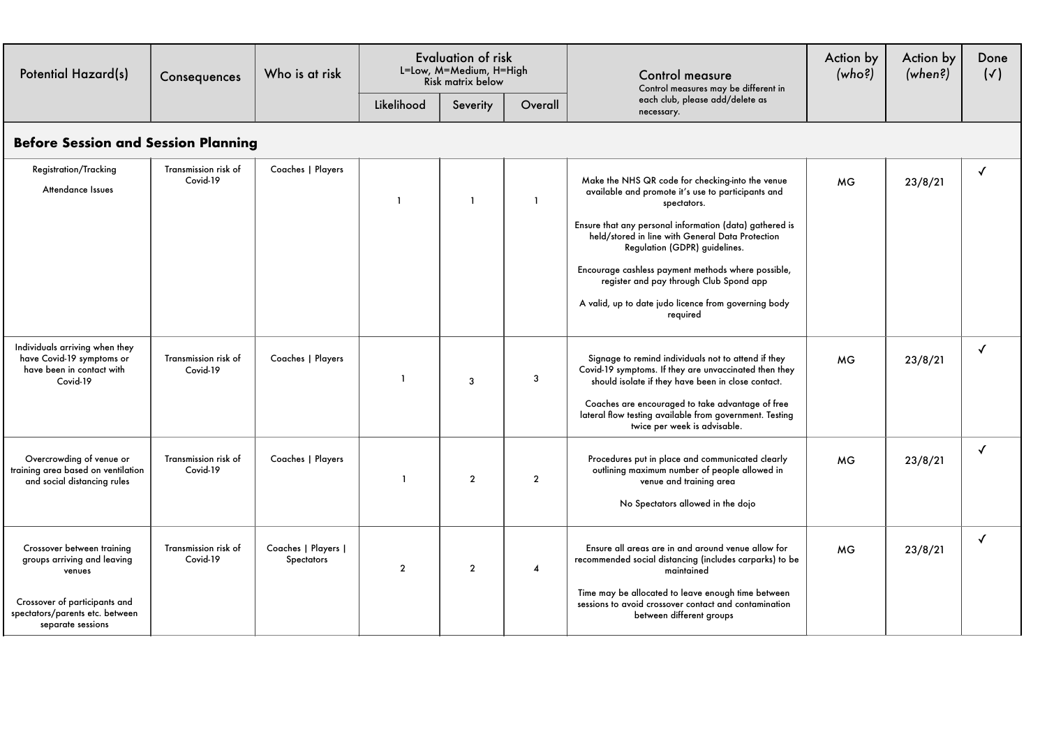| Potential Hazard(s) | Consequences | Who is at risk | Evaluation of risk L=Low, M=Medium, H=High Risk matrix below | | | Control measure Control measures may be different in each club, please add/delete as necessary. | Action by *(who?)* | Action by *(when?)* | Done (✓) |
|---|---|---|---|---|---|---|---|---|---|
| | | | Likelihood | Severity | Overall | | | | |
| **Before Session and Session Planning** | | | | | | | | | |
| Registration/Tracking<br><br>Attendance Issues | Transmission risk of Covid-19 | Coaches \| Players | 1 | 1 | 1 | Make the NHS QR code for checking-into the venue available and promote it's use to participants and spectators.<br><br>Ensure that any personal information (data) gathered is held/stored in line with General Data Protection Regulation (GDPR) guidelines.<br><br>Encourage cashless payment methods where possible, register and pay through Club Spond app<br><br>A valid, up to date judo licence from governing body required | MG | 23/8/21 | ✓ |
| Individuals arriving when they have Covid-19 symptoms or have been in contact with Covid-19 | Transmission risk of Covid-19 | Coaches \| Players | 1 | 3 | 3 | Signage to remind individuals not to attend if they Covid-19 symptoms. If they are unvaccinated then they should isolate if they have been in close contact.<br><br>Coaches are encouraged to take advantage of free lateral flow testing available from government. Testing twice per week is advisable. | MG | 23/8/21 | ✓ |
| Overcrowding of venue or training area based on ventilation and social distancing rules | Transmission risk of Covid-19 | Coaches \| Players | 1 | 2 | 2 | Procedures put in place and communicated clearly outlining maximum number of people allowed in venue and training area<br><br>No Spectators allowed in the dojo | MG | 23/8/21 | ✓ |
| Crossover between training groups arriving and leaving venues<br><br>Crossover of participants and spectators/parents etc. between separate sessions | Transmission risk of Covid-19 | Coaches \| Players \| Spectators | 2 | 2 | 4 | Ensure all areas are in and around venue allow for recommended social distancing (includes carparks) to be maintained<br><br>Time may be allocated to leave enough time between sessions to avoid crossover contact and contamination between different groups | MG | 23/8/21 | ✓ |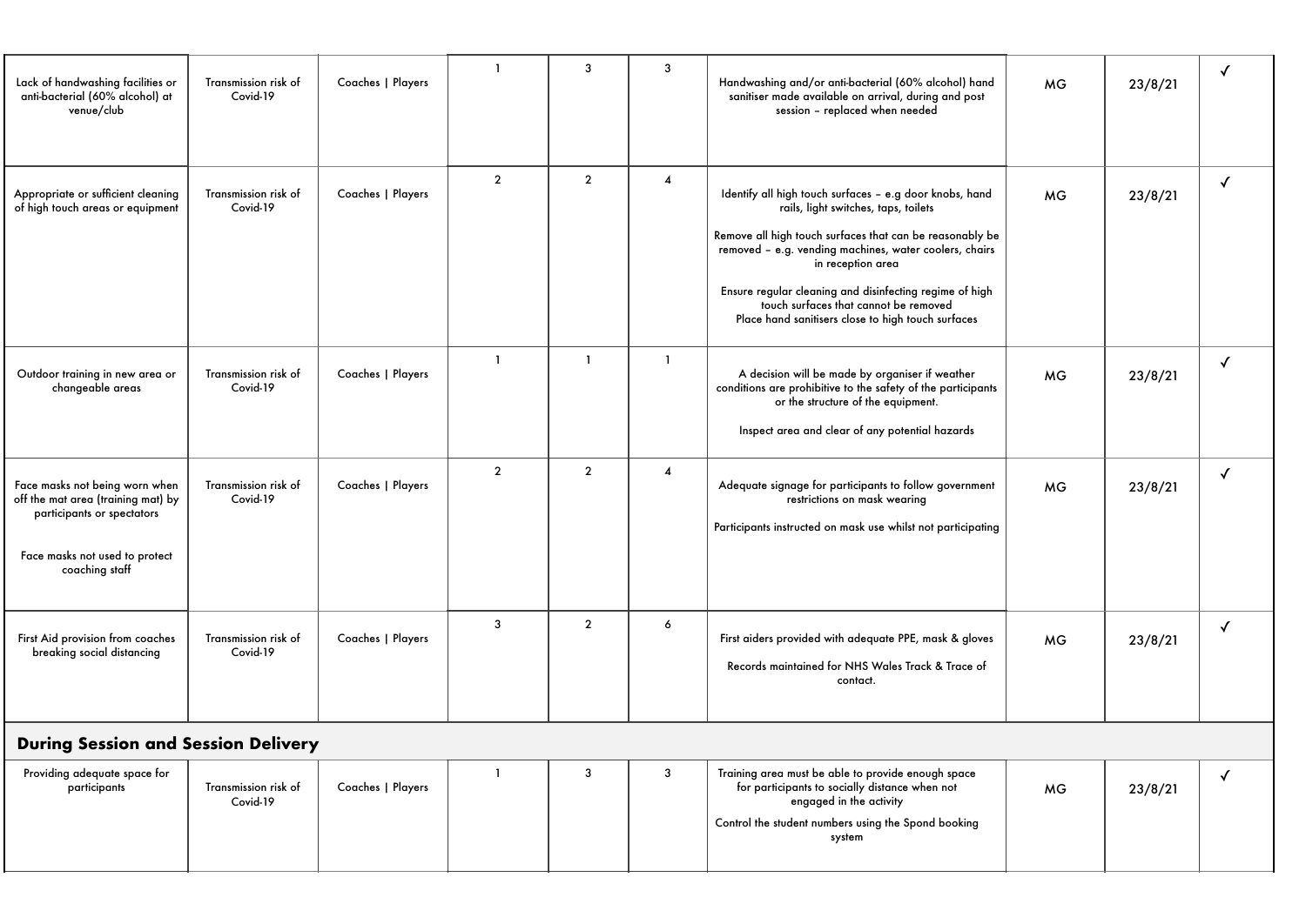| | | | | | | | | | |
|---|---|---|---|---|---|---|---|---|---|
| Lack of handwashing facilities or anti-bacterial (60% alcohol) at venue/club | Transmission risk of Covid-19 | Coaches \| Players | 1 | 3 | 3 | Handwashing and/or anti-bacterial (60% alcohol) hand sanitiser made available on arrival, during and post session – replaced when needed | MG | 23/8/21 | ✓ |
| Appropriate or sufficient cleaning of high touch areas or equipment | Transmission risk of Covid-19 | Coaches \| Players | 2 | 2 | 4 | Identify all high touch surfaces – e.g door knobs, hand rails, light switches, taps, toilets<br><br>Remove all high touch surfaces that can be reasonably be removed – e.g. vending machines, water coolers, chairs in reception area<br><br>Ensure regular cleaning and disinfecting regime of high touch surfaces that cannot be removed<br>Place hand sanitisers close to high touch surfaces | MG | 23/8/21 | ✓ |
| Outdoor training in new area or changeable areas | Transmission risk of Covid-19 | Coaches \| Players | 1 | 1 | 1 | A decision will be made by organiser if weather conditions are prohibitive to the safety of the participants or the structure of the equipment.<br><br>Inspect area and clear of any potential hazards | MG | 23/8/21 | ✓ |
| Face masks not being worn when off the mat area (training mat) by participants or spectators<br><br>Face masks not used to protect coaching staff | Transmission risk of Covid-19 | Coaches \| Players | 2 | 2 | 4 | Adequate signage for participants to follow government restrictions on mask wearing<br><br>Participants instructed on mask use whilst not participating | MG | 23/8/21 | ✓ |
| First Aid provision from coaches breaking social distancing | Transmission risk of Covid-19 | Coaches \| Players | 3 | 2 | 6 | First aiders provided with adequate PPE, mask & gloves<br><br>Records maintained for NHS Wales Track & Trace of contact. | MG | 23/8/21 | ✓ |
| **During Session and Session Delivery** | | | | | | | | | |
| Providing adequate space for participants | Transmission risk of Covid-19 | Coaches \| Players | 1 | 3 | 3 | Training area must be able to provide enough space for participants to socially distance when not engaged in the activity<br><br>Control the student numbers using the Spond booking system | MG | 23/8/21 | ✓ |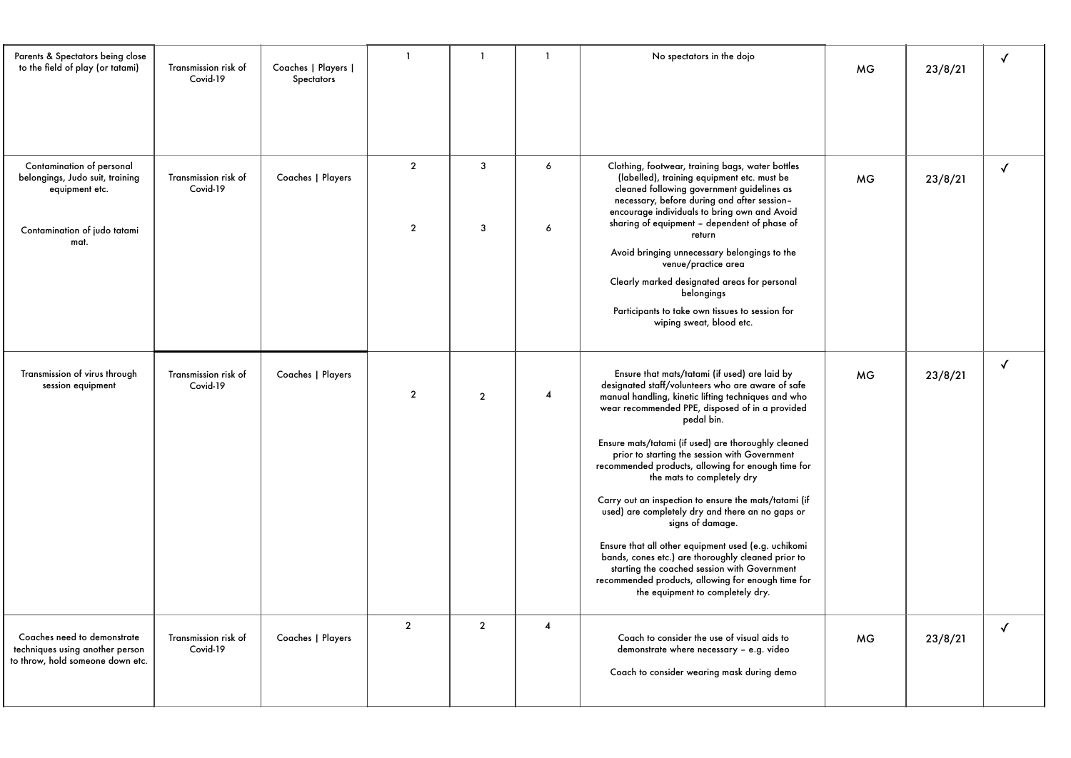| | | | | | | | | | |
|---|---|---|---|---|---|---|---|---|---|
| Parents & Spectators being close to the field of play (or tatami) | Transmission risk of Covid-19 | Coaches \| Players \| Spectators | 1 | 1 | 1 | No spectators in the dojo | MG | 23/8/21 | ✓ |
| Contamination of personal belongings, Judo suit, training equipment etc.<br><br>Contamination of judo tatami mat. | Transmission risk of Covid-19 | Coaches \| Players | 2<br><br>2 | 3<br><br>3 | 6<br><br>6 | Clothing, footwear, training bags, water bottles (labelled), training equipment etc. must be cleaned following government guidelines as necessary, before during and after session– encourage individuals to bring own and Avoid sharing of equipment – dependent of phase of return<br><br>Avoid bringing unnecessary belongings to the venue/practice area<br><br>Clearly marked designated areas for personal belongings<br><br>Participants to take own tissues to session for wiping sweat, blood etc. | MG | 23/8/21 | ✓ |
| Transmission of virus through session equipment | Transmission risk of Covid-19 | Coaches \| Players | 2 | 2 | 4 | Ensure that mats/tatami (if used) are laid by designated staff/volunteers who are aware of safe manual handling, kinetic lifting techniques and who wear recommended PPE, disposed of in a provided pedal bin.<br><br>Ensure mats/tatami (if used) are thoroughly cleaned prior to starting the session with Government recommended products, allowing for enough time for the mats to completely dry<br><br>Carry out an inspection to ensure the mats/tatami (if used) are completely dry and there an no gaps or signs of damage.<br><br>Ensure that all other equipment used (e.g. uchikomi bands, cones etc.) are thoroughly cleaned prior to starting the coached session with Government recommended products, allowing for enough time for the equipment to completely dry. | MG | 23/8/21 | ✓ |
| Coaches need to demonstrate techniques using another person to throw, hold someone down etc. | Transmission risk of Covid-19 | Coaches \| Players | 2 | 2 | 4 | Coach to consider the use of visual aids to demonstrate where necessary – e.g. video<br><br>Coach to consider wearing mask during demo | MG | 23/8/21 | ✓ |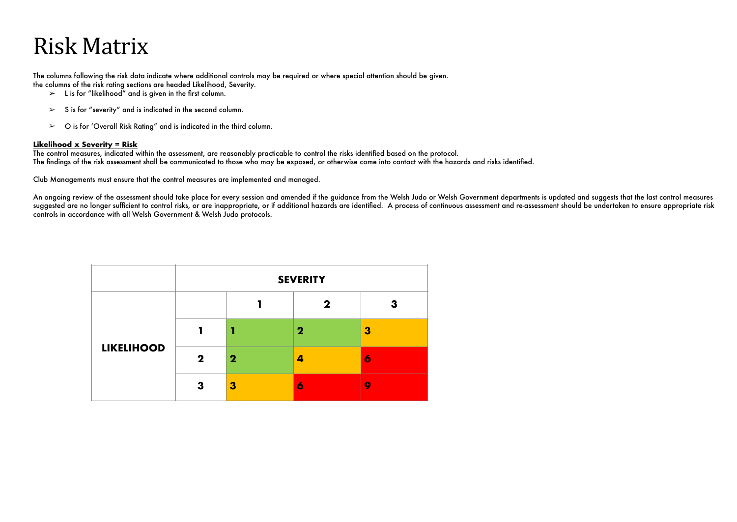# Risk Matrix

The columns following the risk data indicate where additional controls may be required or where special attention should be given.
the columns of the risk rating sections are headed Likelihood, Severity.

- L is for "likelihood" and is given in the first column.
- S is for "severity" and is indicated in the second column.
- O is for 'Overall Risk Rating" and is indicated in the third column.

**Likelihood x Severity = Risk**

The control measures, indicated within the assessment, are reasonably practicable to control the risks identified based on the protocol.
The findings of the risk assessment shall be communicated to those who may be exposed, or otherwise come into contact with the hazards and risks identified.

Club Managements must ensure that the control measures are implemented and managed.

An ongoing review of the assessment should take place for every session and amended if the guidance from the Welsh Judo or Welsh Government departments is updated and suggests that the last control measures suggested are no longer sufficient to control risks, or are inappropriate, or if additional hazards are identified. A process of continuous assessment and re-assessment should be undertaken to ensure appropriate risk controls in accordance with all Welsh Government & Welsh Judo protocols.

| | | **SEVERITY** | | |
|---|---|---|---|---|
| | | **1** | **2** | **3** |
| **LIKELIHOOD** | **1** | **1** | **2** | **3** |
| | **2** | **2** | **4** | **6** |
| | **3** | **3** | **6** | **9** |